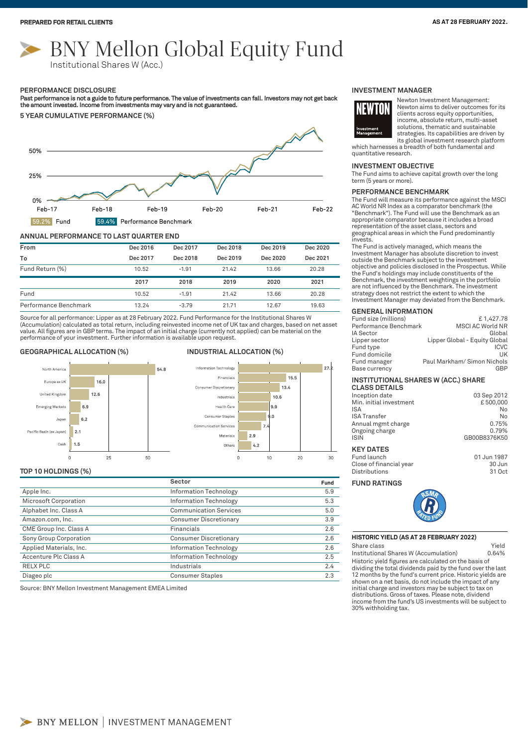PREPARED FOR RETAIL CLIENTS

AS AT 28 FEBRUARY 2022.

# BNY Mellon Global Equity Fund

Institutional Shares W (Acc.)

## PERFORMANCE DISCLOSURE

**Past performance is not a guide to future performance. The value of investments can fall. Investors may not get back the amount invested. Income from investments may vary and is not guaranteed.**

### 5 YEAR CUMULATIVE PERFORMANCE (%)

59.2% Fund

59.4% Performance Benchmark

### ANNUAL PERFORMANCE TO LAST QUARTER END

| From | Dec 2016 | Dec 2017 | Dec 2018 | Dec 2019 | Dec 2020 |
|---|---|---|---|---|---|
| To | Dec 2017 | Dec 2018 | Dec 2019 | Dec 2020 | Dec 2021 |
| Fund Return (%) | 10.52 | -1.91 | 21.42 | 13.66 | 20.28 |

| | 2017 | 2018 | 2019 | 2020 | 2021 |
|---|---|---|---|---|---|
| Fund | 10.52 | -1.91 | 21.42 | 13.66 | 20.28 |
| Performance Benchmark | 13.24 | -3.79 | 21.71 | 12.67 | 19.63 |

Source for all performance: Lipper as at 28 February 2022. Fund Performance for the Institutional Shares W (Accumulation) calculated as total return, including reinvested income net of UK tax and charges, based on net asset value. All figures are in GBP terms. The impact of an initial charge (currently not applied) can be material on the performance of your investment. Further information is available upon request.

### GEOGRAPHICAL ALLOCATION (%)

| Region | % |
|---|---|
| North America | 54.8 |
| Europe ex UK | 16.0 |
| United Kingdom | 12.6 |
| Emerging Markets | 6.9 |
| Japan | 6.2 |
| Pacific Basin (ex Japan) | 2.1 |
| Cash | 1.5 |

### INDUSTRIAL ALLOCATION (%)

| Sector | % |
|---|---|
| Information Technology | 27.2 |
| Financials | 15.5 |
| Consumer Discretionary | 13.4 |
| Industrials | 10.6 |
| Health Care | 9.9 |
| Consumer Staples | 9.0 |
| Communication Services | 7.4 |
| Materials | 2.9 |
| Others | 4.2 |

### TOP 10 HOLDINGS (%)

| | Sector | Fund |
|---|---|---|
| Apple Inc. | Information Technology | 5.9 |
| Microsoft Corporation | Information Technology | 5.3 |
| Alphabet Inc. Class A | Communication Services | 5.0 |
| Amazon.com, Inc. | Consumer Discretionary | 3.9 |
| CME Group Inc. Class A | Financials | 2.6 |
| Sony Group Corporation | Consumer Discretionary | 2.6 |
| Applied Materials, Inc. | Information Technology | 2.6 |
| Accenture Plc Class A | Information Technology | 2.5 |
| RELX PLC | Industrials | 2.4 |
| Diageo plc | Consumer Staples | 2.3 |

Source: BNY Mellon Investment Management EMEA Limited

## INVESTMENT MANAGER

Newton Investment Management: Newton aims to deliver outcomes for its clients across equity opportunities, income, absolute return, multi-asset solutions, thematic and sustainable strategies. Its capabilities are driven by its global investment research platform which harnesses a breadth of both fundamental and quantitative research.

## INVESTMENT OBJECTIVE

The Fund aims to achieve capital growth over the long term (5 years or more).

## PERFORMANCE BENCHMARK

The Fund will measure its performance against the MSCI AC World NR Index as a comparator benchmark (the "Benchmark"). The Fund will use the Benchmark as an appropriate comparator because it includes a broad representation of the asset class, sectors and geographical areas in which the Fund predominantly invests.

The Fund is actively managed, which means the Investment Manager has absolute discretion to invest outside the Benchmark subject to the investment objective and policies disclosed in the Prospectus. While the Fund's holdings may include constituents of the Benchmark, the investment weightings in the portfolio are not influenced by the Benchmark. The investment strategy does not restrict the extent to which the Investment Manager may deviated from the Benchmark.

## GENERAL INFORMATION

| | |
|---|---|
| Fund size (millions) | £ 1,427.78 |
| Performance Benchmark | MSCI AC World NR |
| IA Sector | Global |
| Lipper sector | Lipper Global - Equity Global |
| Fund type | ICVC |
| Fund domicile | UK |
| Fund manager | Paul Markham/ Simon Nichols |
| Base currency | GBP |

## INSTITUTIONAL SHARES W (ACC.) SHARE CLASS DETAILS

| | |
|---|---|
| Inception date | 03 Sep 2012 |
| Min. initial investment | £ 500,000 |
| ISA | No |
| ISA Transfer | No |
| Annual mgmt charge | 0.75% |
| Ongoing charge | 0.79% |
| ISIN | GB00B8376K50 |

## KEY DATES

| | |
|---|---|
| Fund launch | 01 Jun 1987 |
| Close of financial year | 30 Jun |
| Distributions | 31 Oct |

## FUND RATINGS

RSMR RATED FUND

## HISTORIC YIELD (AS AT 28 FEBRUARY 2022)

| Share class | Yield |
|---|---|
| Institutional Shares W (Accumulation) | 0.64% |

Historic yield figures are calculated on the basis of dividing the total dividends paid by the fund over the last 12 months by the fund's current price. Historic yields are shown on a net basis, do not include the impact of any initial charge and investors may be subject to tax on distributions. Gross of taxes. Please note, dividend income from the fund's US investments will be subject to 30% withholding tax.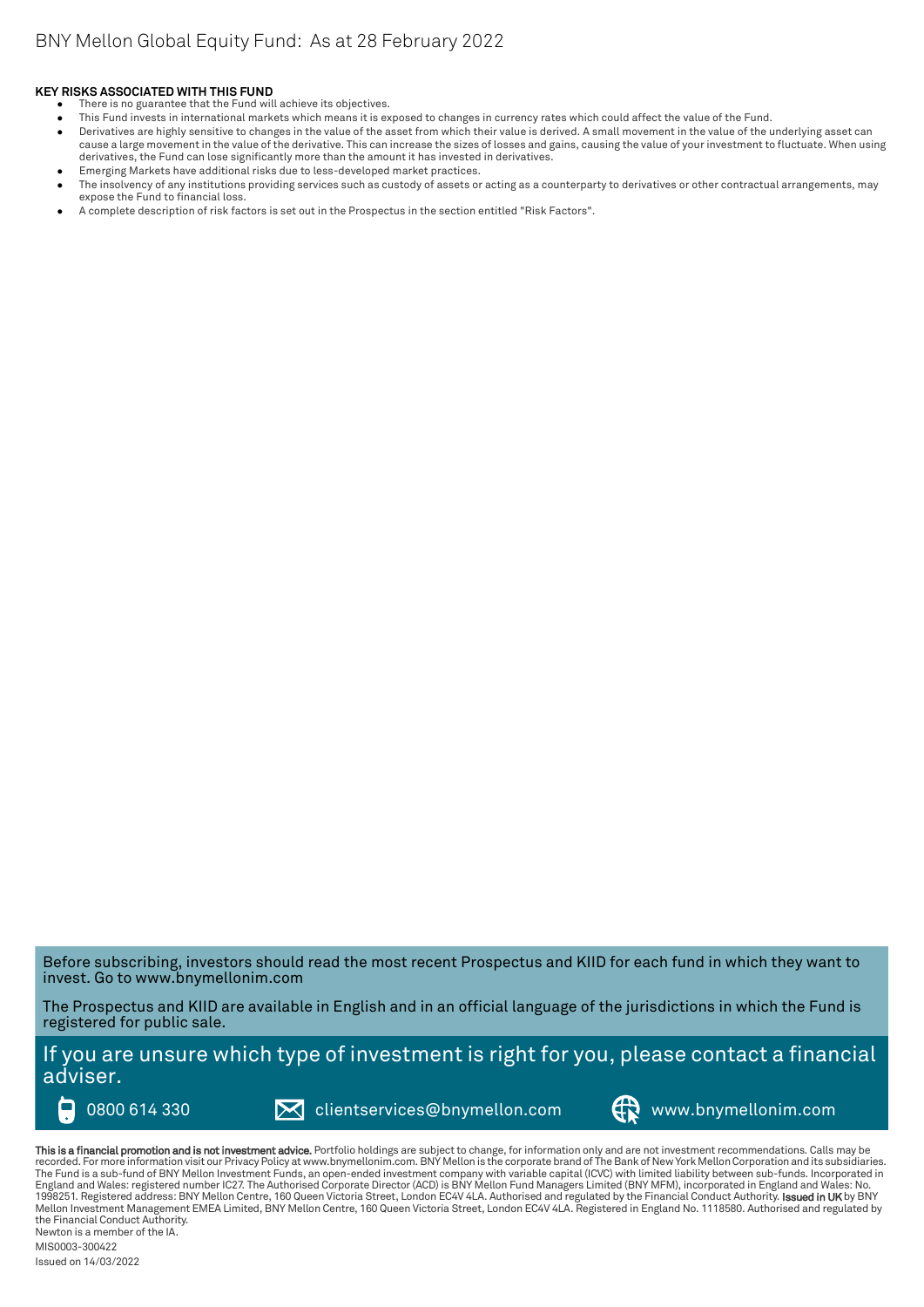## KEY RISKS ASSOCIATED WITH THIS FUND

- There is no guarantee that the Fund will achieve its objectives.
- This Fund invests in international markets which means it is exposed to changes in currency rates which could affect the value of the Fund.
- Derivatives are highly sensitive to changes in the value of the asset from which their value is derived. A small movement in the value of the underlying asset can cause a large movement in the value of the derivative. This can increase the sizes of losses and gains, causing the value of your investment to fluctuate. When using derivatives, the Fund can lose significantly more than the amount it has invested in derivatives.
- Emerging Markets have additional risks due to less-developed market practices.
- The insolvency of any institutions providing services such as custody of assets or acting as a counterparty to derivatives or other contractual arrangements, may expose the Fund to financial loss.
- A complete description of risk factors is set out in the Prospectus in the section entitled "Risk Factors".

Before subscribing, investors should read the most recent Prospectus and KIID for each fund in which they want to invest. Go to www.bnymellonim.com

The Prospectus and KIID are available in English and in an official language of the jurisdictions in which the Fund is registered for public sale.

If you are unsure which type of investment is right for you, please contact a financial adviser.

0800 614 330    clientservices@bnymellon.com    www.bnymellonim.com

**This is a financial promotion and is not investment advice.** Portfolio holdings are subject to change, for information only and are not investment recommendations. Calls may be recorded. For more information visit our Privacy Policy at www.bnymellonim.com. BNY Mellon is the corporate brand of The Bank of New York Mellon Corporation and its subsidiaries. The Fund is a sub-fund of BNY Mellon Investment Funds, an open-ended investment company with variable capital (ICVC) with limited liability between sub-funds. Incorporated in England and Wales: registered number IC27. The Authorised Corporate Director (ACD) is BNY Mellon Fund Managers Limited (BNY MFM), incorporated in England and Wales: No. 1998251. Registered address: BNY Mellon Centre, 160 Queen Victoria Street, London EC4V 4LA. Authorised and regulated by the Financial Conduct Authority. **Issued in UK** by BNY Mellon Investment Management EMEA Limited, BNY Mellon Centre, 160 Queen Victoria Street, London EC4V 4LA. Registered in England No. 1118580. Authorised and regulated by the Financial Conduct Authority.
Newton is a member of the IA.

MIS0003-300422

Issued on 14/03/2022